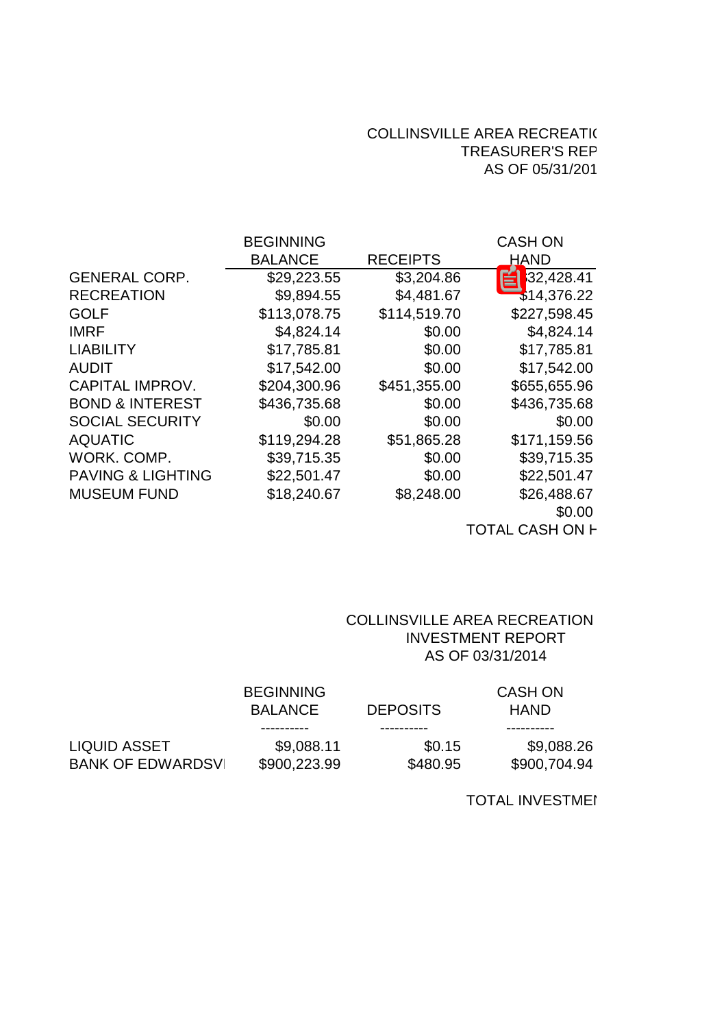COLLINSVILLE AREA RECREATI(

TREASURER'S REP

AS OF 05/31/201

| | BEGINNING BALANCE | RECEIPTS | CASH ON HAND |
|---|---|---|---|
| GENERAL CORP. | $29,223.55 | $3,204.86 | 32,428.41 |
| RECREATION | $9,894.55 | $4,481.67 | $14,376.22 |
| GOLF | $113,078.75 | $114,519.70 | $227,598.45 |
| IMRF | $4,824.14 | $0.00 | $4,824.14 |
| LIABILITY | $17,785.81 | $0.00 | $17,785.81 |
| AUDIT | $17,542.00 | $0.00 | $17,542.00 |
| CAPITAL IMPROV. | $204,300.96 | $451,355.00 | $655,655.96 |
| BOND & INTEREST | $436,735.68 | $0.00 | $436,735.68 |
| SOCIAL SECURITY | $0.00 | $0.00 | $0.00 |
| AQUATIC | $119,294.28 | $51,865.28 | $171,159.56 |
| WORK. COMP. | $39,715.35 | $0.00 | $39,715.35 |
| PAVING & LIGHTING | $22,501.47 | $0.00 | $22,501.47 |
| MUSEUM FUND | $18,240.67 | $8,248.00 | $26,488.67 |
| | | | $0.00 |

TOTAL CASH ON H

COLLINSVILLE AREA RECREATION

INVESTMENT REPORT

AS OF 03/31/2014

| | BEGINNING BALANCE | DEPOSITS | CASH ON HAND |
|---|---|---|---|
| | ---------- | ---------- | ---------- |
| LIQUID ASSET | $9,088.11 | $0.15 | $9,088.26 |
| BANK OF EDWARDSVI | $900,223.99 | $480.95 | $900,704.94 |

TOTAL INVESTMEI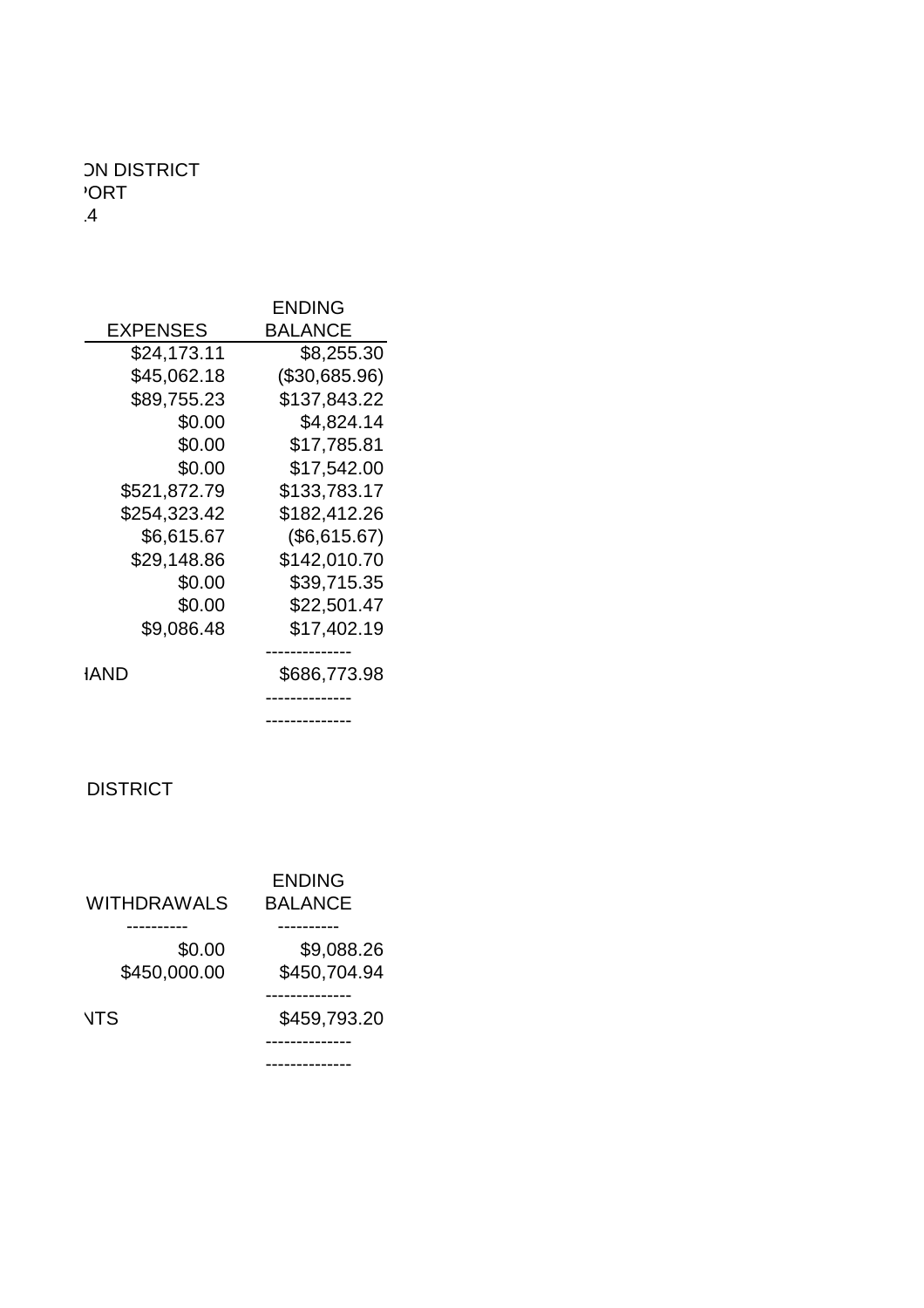ON DISTRICT
PORT
.4

| EXPENSES | ENDING BALANCE |
|---|---|
| $24,173.11 | $8,255.30 |
| $45,062.18 | ($30,685.96) |
| $89,755.23 | $137,843.22 |
| $0.00 | $4,824.14 |
| $0.00 | $17,785.81 |
| $0.00 | $17,542.00 |
| $521,872.79 | $133,783.17 |
| $254,323.42 | $182,412.26 |
| $6,615.67 | ($6,615.67) |
| $29,148.86 | $142,010.70 |
| $0.00 | $39,715.35 |
| $0.00 | $22,501.47 |
| $9,086.48 | $17,402.19 |
| HAND | $686,773.98 |

DISTRICT

| WITHDRAWALS | ENDING BALANCE |
|---|---|
| $0.00 | $9,088.26 |
| $450,000.00 | $450,704.94 |
| NTS | $459,793.20 |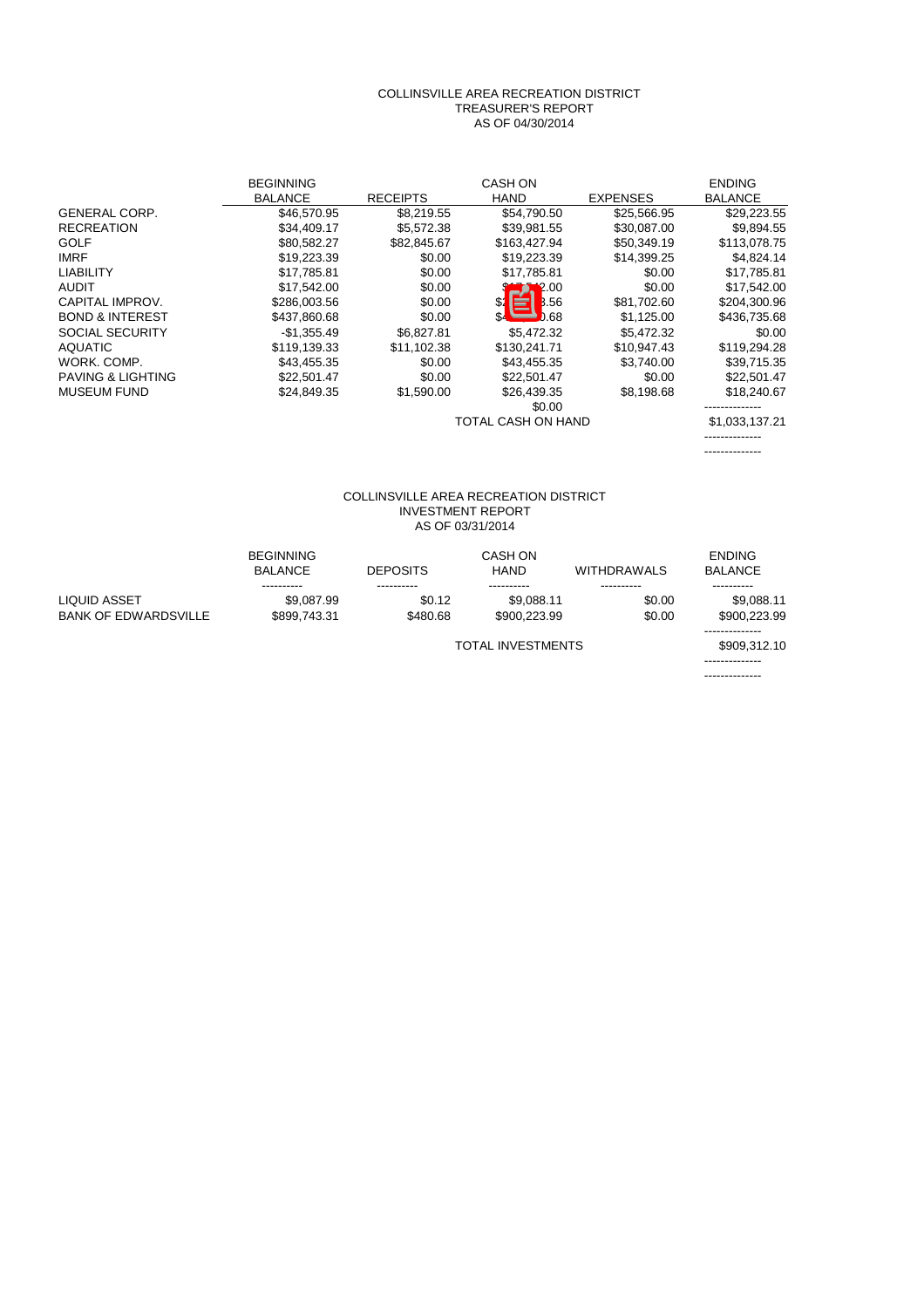# COLLINSVILLE AREA RECREATION DISTRICT
## TREASURER'S REPORT
### AS OF 04/30/2014

| | BEGINNING BALANCE | RECEIPTS | CASH ON HAND | EXPENSES | ENDING BALANCE |
|---|---|---|---|---|---|
| GENERAL CORP. | $46,570.95 | $8,219.55 | $54,790.50 | $25,566.95 | $29,223.55 |
| RECREATION | $34,409.17 | $5,572.38 | $39,981.55 | $30,087.00 | $9,894.55 |
| GOLF | $80,582.27 | $82,845.67 | $163,427.94 | $50,349.19 | $113,078.75 |
| IMRF | $19,223.39 | $0.00 | $19,223.39 | $14,399.25 | $4,824.14 |
| LIABILITY | $17,785.81 | $0.00 | $17,785.81 | $0.00 | $17,785.81 |
| AUDIT | $17,542.00 | $0.00 | $17,542.00 | $0.00 | $17,542.00 |
| CAPITAL IMPROV. | $286,003.56 | $0.00 | $286,003.56 | $81,702.60 | $204,300.96 |
| BOND & INTEREST | $437,860.68 | $0.00 | $437,860.68 | $1,125.00 | $436,735.68 |
| SOCIAL SECURITY | -$1,355.49 | $6,827.81 | $5,472.32 | $5,472.32 | $0.00 |
| AQUATIC | $119,139.33 | $11,102.38 | $130,241.71 | $10,947.43 | $119,294.28 |
| WORK. COMP. | $43,455.35 | $0.00 | $43,455.35 | $3,740.00 | $39,715.35 |
| PAVING & LIGHTING | $22,501.47 | $0.00 | $22,501.47 | $0.00 | $22,501.47 |
| MUSEUM FUND | $24,849.35 | $1,590.00 | $26,439.35 | $8,198.68 | $18,240.67 |
| | | | $0.00 | | -------------- |
| | | | TOTAL CASH ON HAND | | $1,033,137.21 |
| | | | | | -------------- |
| | | | | | -------------- |

# COLLINSVILLE AREA RECREATION DISTRICT
## INVESTMENT REPORT
### AS OF 03/31/2014

| | BEGINNING BALANCE | DEPOSITS | CASH ON HAND | WITHDRAWALS | ENDING BALANCE |
|---|---|---|---|---|---|
| | ---------- | ---------- | ---------- | ---------- | ---------- |
| LIQUID ASSET | $9,087.99 | $0.12 | $9,088.11 | $0.00 | $9,088.11 |
| BANK OF EDWARDSVILLE | $899,743.31 | $480.68 | $900,223.99 | $0.00 | $900,223.99 |
| | | | | | -------------- |
| | | | TOTAL INVESTMENTS | | $909,312.10 |
| | | | | | -------------- |
| | | | | | -------------- |